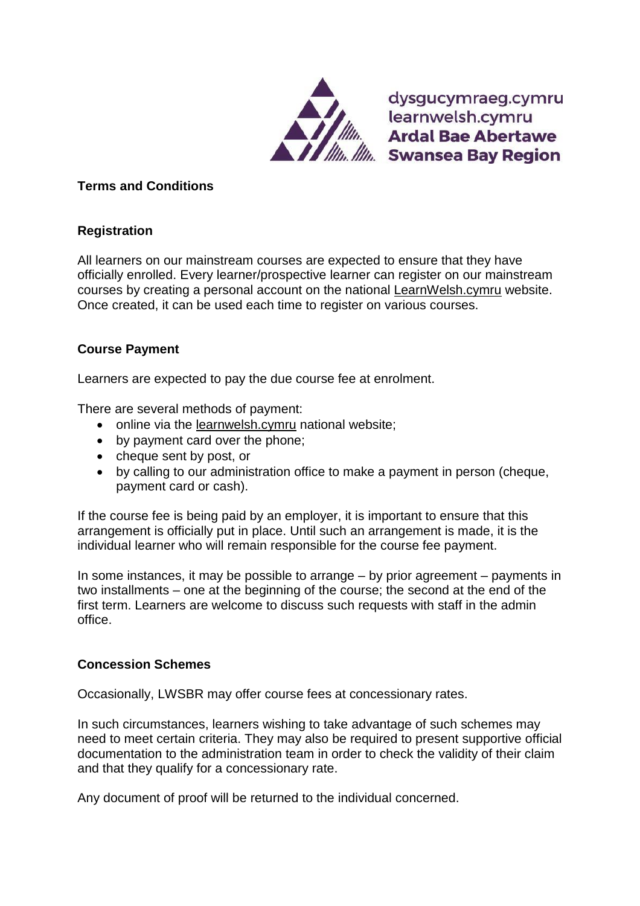dysgucymraeg.cymru
learnwelsh.cymru
**Ardal Bae Abertawe**
**Swansea Bay Region**

## Terms and Conditions

### Registration

All learners on our mainstream courses are expected to ensure that they have officially enrolled. Every learner/prospective learner can register on our mainstream courses by creating a personal account on the national LearnWelsh.cymru website. Once created, it can be used each time to register on various courses.

### Course Payment

Learners are expected to pay the due course fee at enrolment.

There are several methods of payment:

- online via the learnwelsh.cymru national website;
- by payment card over the phone;
- cheque sent by post, or
- by calling to our administration office to make a payment in person (cheque, payment card or cash).

If the course fee is being paid by an employer, it is important to ensure that this arrangement is officially put in place. Until such an arrangement is made, it is the individual learner who will remain responsible for the course fee payment.

In some instances, it may be possible to arrange – by prior agreement – payments in two installments – one at the beginning of the course; the second at the end of the first term. Learners are welcome to discuss such requests with staff in the admin office.

### Concession Schemes

Occasionally, LWSBR may offer course fees at concessionary rates.

In such circumstances, learners wishing to take advantage of such schemes may need to meet certain criteria. They may also be required to present supportive official documentation to the administration team in order to check the validity of their claim and that they qualify for a concessionary rate.

Any document of proof will be returned to the individual concerned.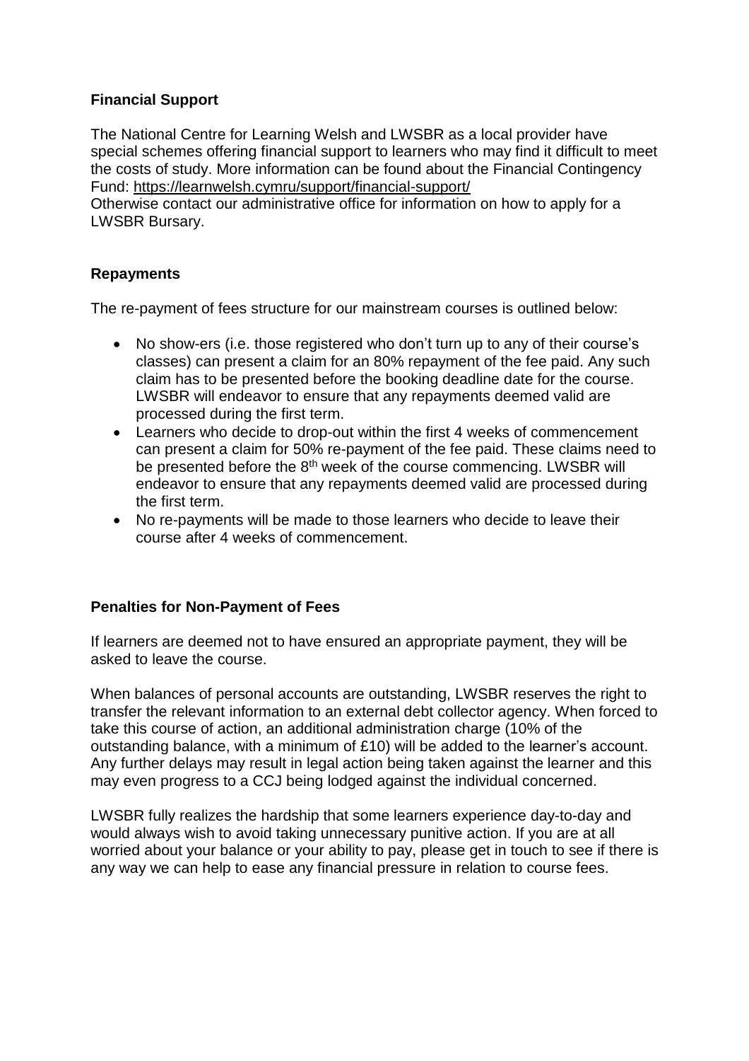**Financial Support**

The National Centre for Learning Welsh and LWSBR as a local provider have special schemes offering financial support to learners who may find it difficult to meet the costs of study. More information can be found about the Financial Contingency Fund: https://learnwelsh.cymru/support/financial-support/
Otherwise contact our administrative office for information on how to apply for a LWSBR Bursary.

**Repayments**

The re-payment of fees structure for our mainstream courses is outlined below:

- No show-ers (i.e. those registered who don't turn up to any of their course's classes) can present a claim for an 80% repayment of the fee paid. Any such claim has to be presented before the booking deadline date for the course. LWSBR will endeavor to ensure that any repayments deemed valid are processed during the first term.
- Learners who decide to drop-out within the first 4 weeks of commencement can present a claim for 50% re-payment of the fee paid. These claims need to be presented before the 8th week of the course commencing. LWSBR will endeavor to ensure that any repayments deemed valid are processed during the first term.
- No re-payments will be made to those learners who decide to leave their course after 4 weeks of commencement.

**Penalties for Non-Payment of Fees**

If learners are deemed not to have ensured an appropriate payment, they will be asked to leave the course.

When balances of personal accounts are outstanding, LWSBR reserves the right to transfer the relevant information to an external debt collector agency. When forced to take this course of action, an additional administration charge (10% of the outstanding balance, with a minimum of £10) will be added to the learner's account. Any further delays may result in legal action being taken against the learner and this may even progress to a CCJ being lodged against the individual concerned.

LWSBR fully realizes the hardship that some learners experience day-to-day and would always wish to avoid taking unnecessary punitive action. If you are at all worried about your balance or your ability to pay, please get in touch to see if there is any way we can help to ease any financial pressure in relation to course fees.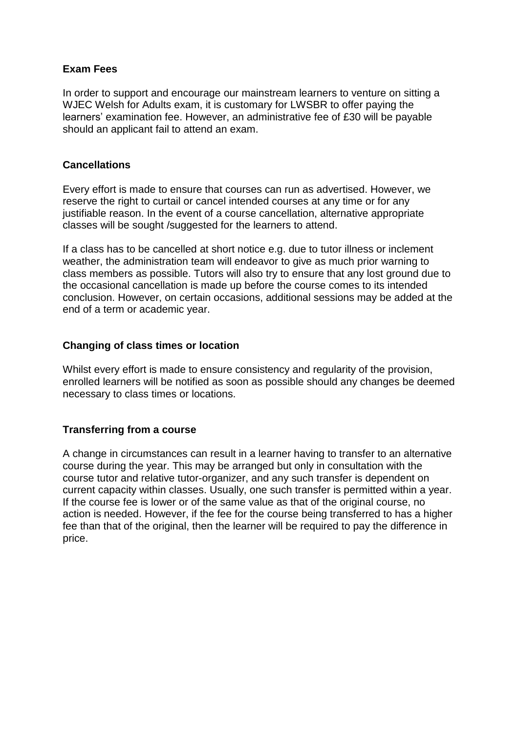**Exam Fees**

In order to support and encourage our mainstream learners to venture on sitting a WJEC Welsh for Adults exam, it is customary for LWSBR to offer paying the learners' examination fee. However, an administrative fee of £30 will be payable should an applicant fail to attend an exam.

**Cancellations**

Every effort is made to ensure that courses can run as advertised. However, we reserve the right to curtail or cancel intended courses at any time or for any justifiable reason. In the event of a course cancellation, alternative appropriate classes will be sought /suggested for the learners to attend.

If a class has to be cancelled at short notice e.g. due to tutor illness or inclement weather, the administration team will endeavor to give as much prior warning to class members as possible. Tutors will also try to ensure that any lost ground due to the occasional cancellation is made up before the course comes to its intended conclusion. However, on certain occasions, additional sessions may be added at the end of a term or academic year.

**Changing of class times or location**

Whilst every effort is made to ensure consistency and regularity of the provision, enrolled learners will be notified as soon as possible should any changes be deemed necessary to class times or locations.

**Transferring from a course**

A change in circumstances can result in a learner having to transfer to an alternative course during the year. This may be arranged but only in consultation with the course tutor and relative tutor-organizer, and any such transfer is dependent on current capacity within classes. Usually, one such transfer is permitted within a year. If the course fee is lower or of the same value as that of the original course, no action is needed. However, if the fee for the course being transferred to has a higher fee than that of the original, then the learner will be required to pay the difference in price.